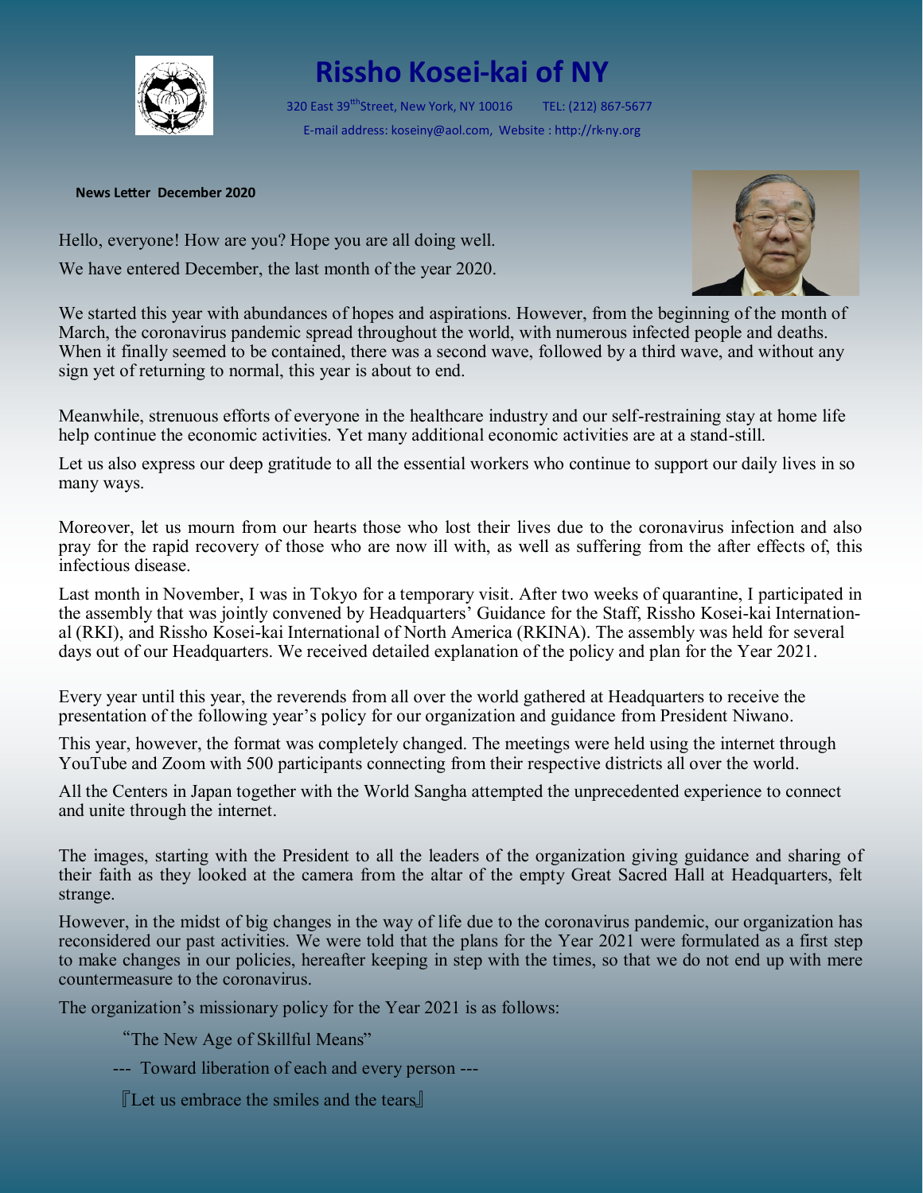# Rissho Kosei-kai of NY

320 East 39[tth]Street, New York, NY 10016 TEL: (212) 867-5677

E-mail address: koseiny@aol.com, Website : http://rk-ny.org

**News Letter December 2020**

Hello, everyone! How are you? Hope you are all doing well.

We have entered December, the last month of the year 2020.

We started this year with abundances of hopes and aspirations. However, from the beginning of the month of March, the coronavirus pandemic spread throughout the world, with numerous infected people and deaths. When it finally seemed to be contained, there was a second wave, followed by a third wave, and without any sign yet of returning to normal, this year is about to end.

Meanwhile, strenuous efforts of everyone in the healthcare industry and our self-restraining stay at home life help continue the economic activities. Yet many additional economic activities are at a stand-still.

Let us also express our deep gratitude to all the essential workers who continue to support our daily lives in so many ways.

Moreover, let us mourn from our hearts those who lost their lives due to the coronavirus infection and also pray for the rapid recovery of those who are now ill with, as well as suffering from the after effects of, this infectious disease.

Last month in November, I was in Tokyo for a temporary visit. After two weeks of quarantine, I participated in the assembly that was jointly convened by Headquarters' Guidance for the Staff, Rissho Kosei-kai International (RKI), and Rissho Kosei-kai International of North America (RKINA). The assembly was held for several days out of our Headquarters. We received detailed explanation of the policy and plan for the Year 2021.

Every year until this year, the reverends from all over the world gathered at Headquarters to receive the presentation of the following year's policy for our organization and guidance from President Niwano.

This year, however, the format was completely changed. The meetings were held using the internet through YouTube and Zoom with 500 participants connecting from their respective districts all over the world.

All the Centers in Japan together with the World Sangha attempted the unprecedented experience to connect and unite through the internet.

The images, starting with the President to all the leaders of the organization giving guidance and sharing of their faith as they looked at the camera from the altar of the empty Great Sacred Hall at Headquarters, felt strange.

However, in the midst of big changes in the way of life due to the coronavirus pandemic, our organization has reconsidered our past activities. We were told that the plans for the Year 2021 were formulated as a first step to make changes in our policies, hereafter keeping in step with the times, so that we do not end up with mere countermeasure to the coronavirus.

The organization's missionary policy for the Year 2021 is as follows:

"The New Age of Skillful Means"

--- Toward liberation of each and every person ---

『Let us embrace the smiles and the tears』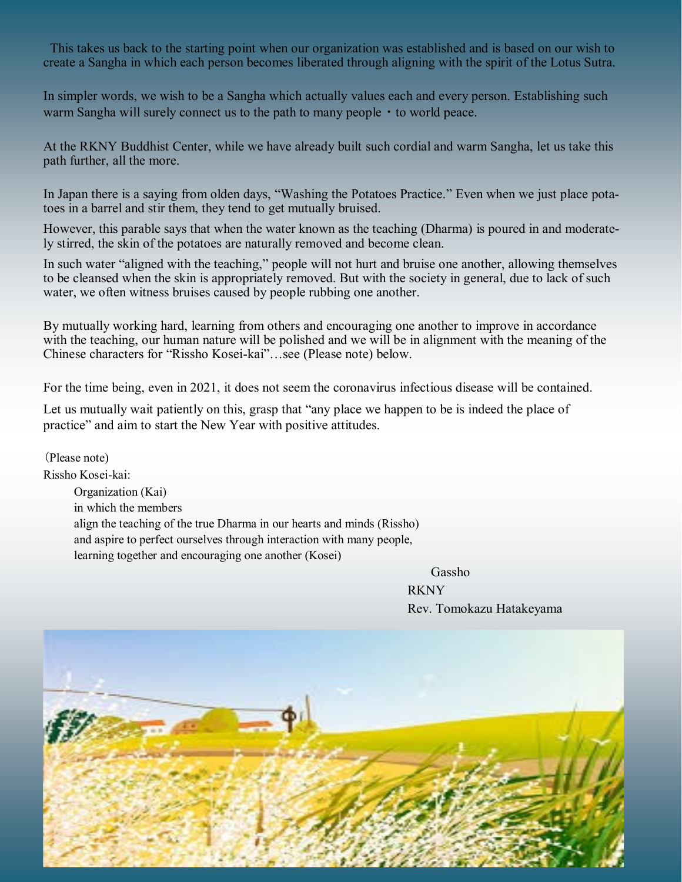This takes us back to the starting point when our organization was established and is based on our wish to create a Sangha in which each person becomes liberated through aligning with the spirit of the Lotus Sutra.

In simpler words, we wish to be a Sangha which actually values each and every person. Establishing such warm Sangha will surely connect us to the path to many people ・ to world peace.

At the RKNY Buddhist Center, while we have already built such cordial and warm Sangha, let us take this path further, all the more.

In Japan there is a saying from olden days, "Washing the Potatoes Practice." Even when we just place potatoes in a barrel and stir them, they tend to get mutually bruised.

However, this parable says that when the water known as the teaching (Dharma) is poured in and moderately stirred, the skin of the potatoes are naturally removed and become clean.

In such water "aligned with the teaching," people will not hurt and bruise one another, allowing themselves to be cleansed when the skin is appropriately removed. But with the society in general, due to lack of such water, we often witness bruises caused by people rubbing one another.

By mutually working hard, learning from others and encouraging one another to improve in accordance with the teaching, our human nature will be polished and we will be in alignment with the meaning of the Chinese characters for "Rissho Kosei-kai"…see (Please note) below.

For the time being, even in 2021, it does not seem the coronavirus infectious disease will be contained.

Let us mutually wait patiently on this, grasp that "any place we happen to be is indeed the place of practice" and aim to start the New Year with positive attitudes.

(Please note)

Rissho Kosei-kai:

Organization (Kai)
in which the members
align the teaching of the true Dharma in our hearts and minds (Rissho)
and aspire to perfect ourselves through interaction with many people,
learning together and encouraging one another (Kosei)

Gassho

RKNY

Rev. Tomokazu Hatakeyama